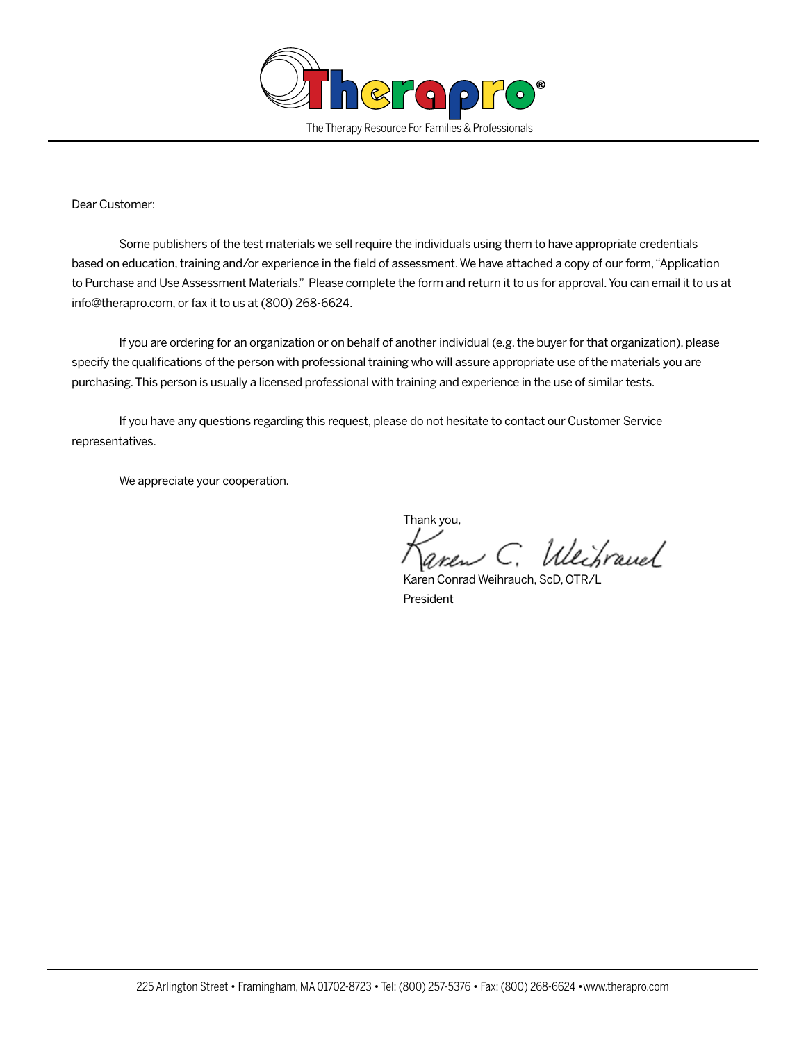# Therapro®

The Therapy Resource For Families & Professionals

---

Dear Customer:

Some publishers of the test materials we sell require the individuals using them to have appropriate credentials based on education, training and/or experience in the field of assessment. We have attached a copy of our form, "Application to Purchase and Use Assessment Materials." Please complete the form and return it to us for approval. You can email it to us at info@therapro.com, or fax it to us at (800) 268-6624.

If you are ordering for an organization or on behalf of another individual (e.g. the buyer for that organization), please specify the qualifications of the person with professional training who will assure appropriate use of the materials you are purchasing. This person is usually a licensed professional with training and experience in the use of similar tests.

If you have any questions regarding this request, please do not hesitate to contact our Customer Service representatives.

We appreciate your cooperation.

Thank you,

Karen C. Weihrauch

Karen Conrad Weihrauch, ScD, OTR/L
President

---

225 Arlington Street • Framingham, MA 01702-8723 • Tel: (800) 257-5376 • Fax: (800) 268-6624 • www.therapro.com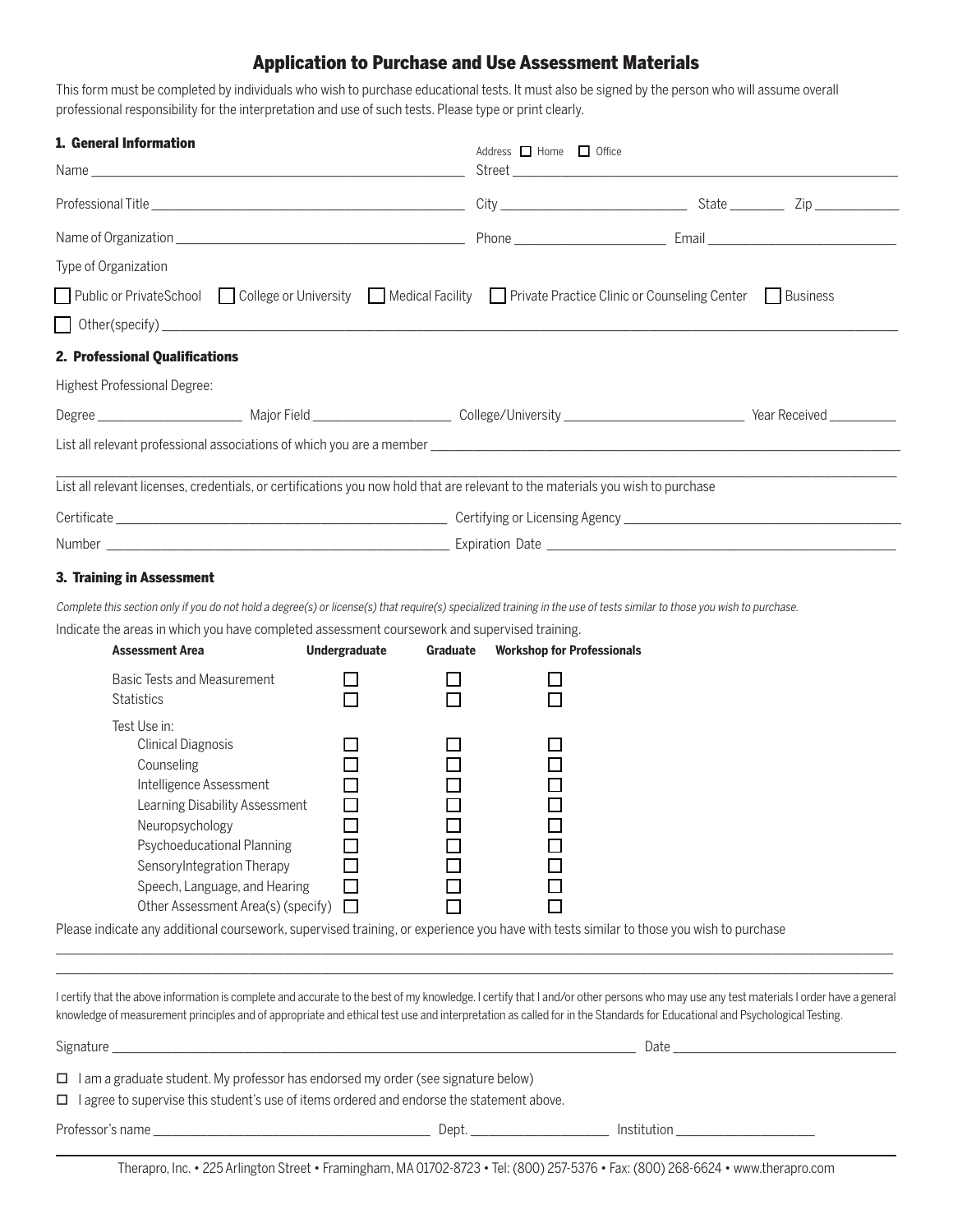# Application to Purchase and Use Assessment Materials

This form must be completed by individuals who wish to purchase educational tests. It must also be signed by the person who will assume overall professional responsibility for the interpretation and use of such tests. Please type or print clearly.

## 1. General Information

Name ______________________________

Professional Title ______________________________

Name of Organization ______________________________

Address ☐ Home ☐ Office

Street ______________________________

City ____________ State ________ Zip ________

Phone ____________ Email ______________

Type of Organization

☐ Public or PrivateSchool ☐ College or University ☐ Medical Facility ☐ Private Practice Clinic or Counseling Center ☐ Business

☐ Other(specify) ______________________________

## 2. Professional Qualifications

Highest Professional Degree:

Degree ____________ Major Field ____________ College/University ____________ Year Received ________

List all relevant professional associations of which you are a member ______________________________

______________________________

List all relevant licenses, credentials, or certifications you now hold that are relevant to the materials you wish to purchase

Certificate ______________________________ Certifying or Licensing Agency ______________________________

Number ______________________________ Expiration Date ______________________________

## 3. Training in Assessment

*Complete this section only if you do not hold a degree(s) or license(s) that require(s) specialized training in the use of tests similar to those you wish to purchase.*

Indicate the areas in which you have completed assessment coursework and supervised training.

| Assessment Area | Undergraduate | Graduate | Workshop for Professionals |
|---|---|---|---|
| Basic Tests and Measurement | ☐ | ☐ | ☐ |
| Statistics | ☐ | ☐ | ☐ |
| Test Use in: | | | |
| Clinical Diagnosis | ☐ | ☐ | ☐ |
| Counseling | ☐ | ☐ | ☐ |
| Intelligence Assessment | ☐ | ☐ | ☐ |
| Learning Disability Assessment | ☐ | ☐ | ☐ |
| Neuropsychology | ☐ | ☐ | ☐ |
| Psychoeducational Planning | ☐ | ☐ | ☐ |
| SensoryIntegration Therapy | ☐ | ☐ | ☐ |
| Speech, Language, and Hearing | ☐ | ☐ | ☐ |
| Other Assessment Area(s) (specify) | ☐ | ☐ | ☐ |

Please indicate any additional coursework, supervised training, or experience you have with tests similar to those you wish to purchase

______________________________

______________________________

I certify that the above information is complete and accurate to the best of my knowledge. I certify that I and/or other persons who may use any test materials I order have a general knowledge of measurement principles and of appropriate and ethical test use and interpretation as called for in the Standards for Educational and Psychological Testing.

Signature ______________________________ Date ______________

☐ I am a graduate student. My professor has endorsed my order (see signature below)

☐ I agree to supervise this student's use of items ordered and endorse the statement above.

Professor's name ______________________ Dept. ____________ Institution ____________

Therapro, Inc. • 225 Arlington Street • Framingham, MA 01702-8723 • Tel: (800) 257-5376 • Fax: (800) 268-6624 • www.therapro.com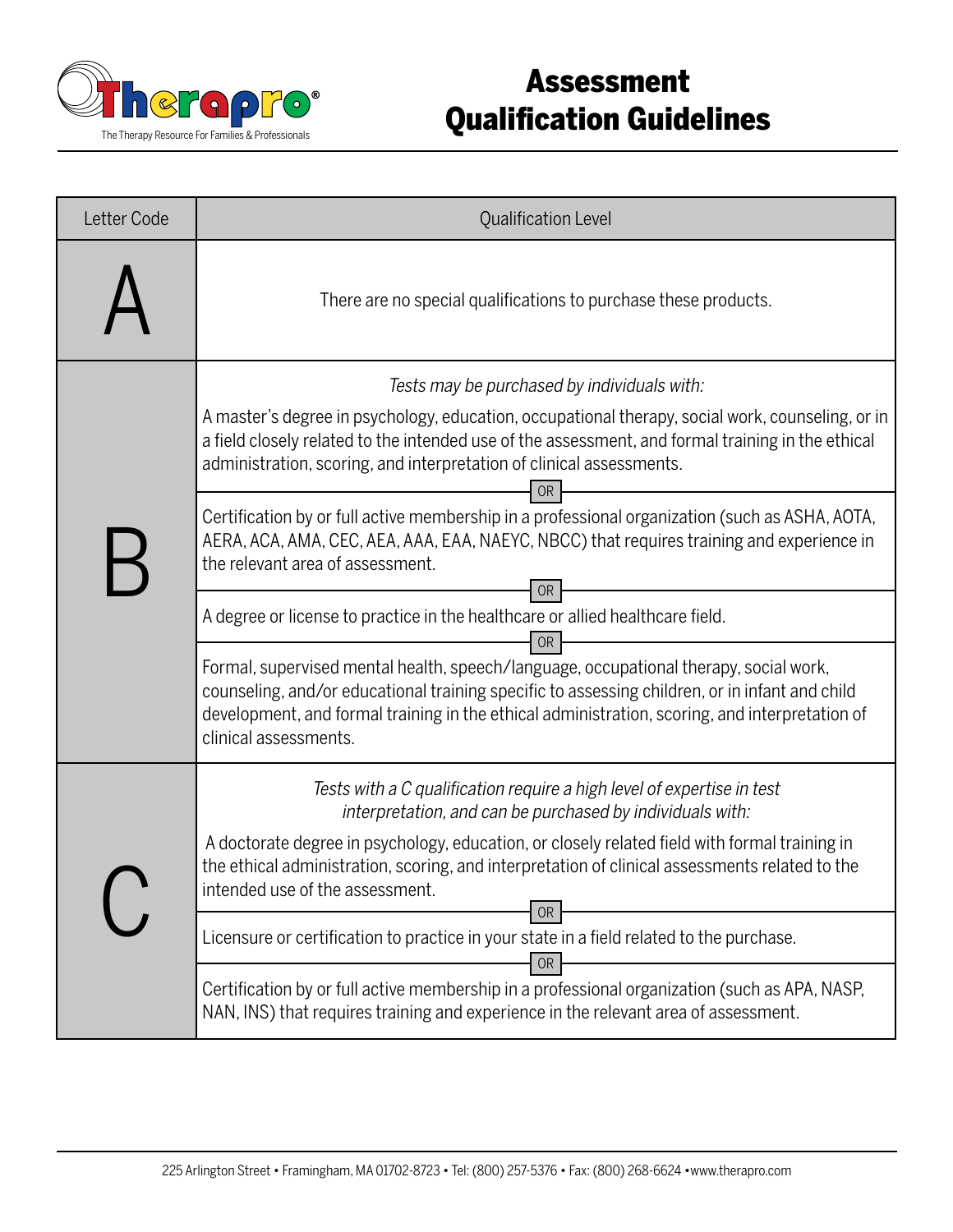# Assessment Qualification Guidelines

| Letter Code | Qualification Level |
|---|---|
| A | There are no special qualifications to purchase these products. |
| B | *Tests may be purchased by individuals with:* A master's degree in psychology, education, occupational therapy, social work, counseling, or in a field closely related to the intended use of the assessment, and formal training in the ethical administration, scoring, and interpretation of clinical assessments. |
| | OR |
| | Certification by or full active membership in a professional organization (such as ASHA, AOTA, AERA, ACA, AMA, CEC, AEA, AAA, EAA, NAEYC, NBCC) that requires training and experience in the relevant area of assessment. |
| | OR |
| | A degree or license to practice in the healthcare or allied healthcare field. |
| | OR |
| | Formal, supervised mental health, speech/language, occupational therapy, social work, counseling, and/or educational training specific to assessing children, or in infant and child development, and formal training in the ethical administration, scoring, and interpretation of clinical assessments. |
| C | *Tests with a C qualification require a high level of expertise in test interpretation, and can be purchased by individuals with:* A doctorate degree in psychology, education, or closely related field with formal training in the ethical administration, scoring, and interpretation of clinical assessments related to the intended use of the assessment. |
| | OR |
| | Licensure or certification to practice in your state in a field related to the purchase. |
| | OR |
| | Certification by or full active membership in a professional organization (such as APA, NASP, NAN, INS) that requires training and experience in the relevant area of assessment. |

225 Arlington Street • Framingham, MA 01702-8723 • Tel: (800) 257-5376 • Fax: (800) 268-6624 •www.therapro.com